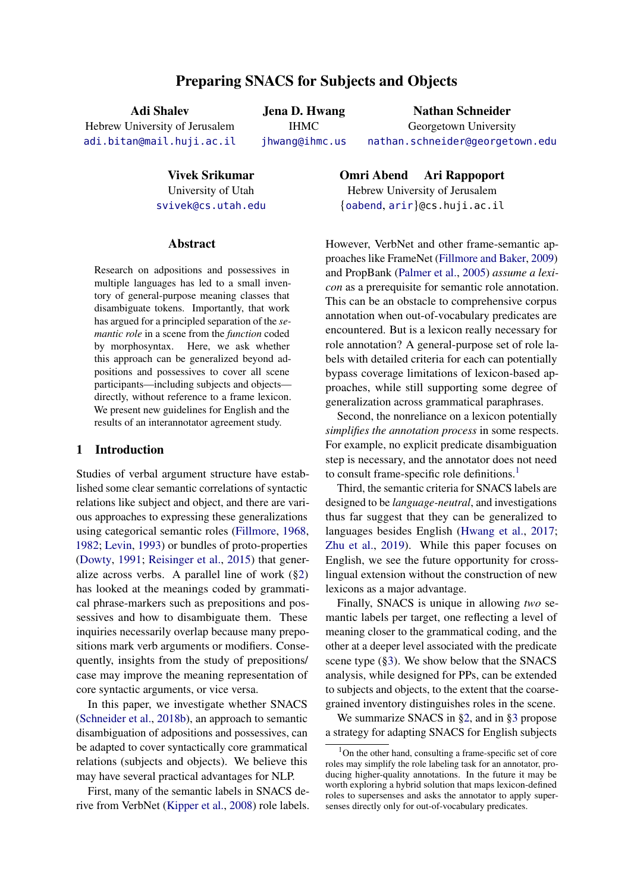# Preparing SNACS for Subjects and Objects

**Adi Shalev**
Hebrew University of Jerusalem
adi.bitan@mail.huji.ac.il

**Jena D. Hwang**
IHMC
jhwang@ihmc.us

**Nathan Schneider**
Georgetown University
nathan.schneider@georgetown.edu

**Vivek Srikumar**
University of Utah
svivek@cs.utah.edu

**Omri Abend Ari Rappoport**
Hebrew University of Jerusalem
{oabend, arir}@cs.huji.ac.il

## Abstract

Research on adpositions and possessives in multiple languages has led to a small inventory of general-purpose meaning classes that disambiguate tokens. Importantly, that work has argued for a principled separation of the *semantic role* in a scene from the *function* coded by morphosyntax. Here, we ask whether this approach can be generalized beyond adpositions and possessives to cover all scene participants—including subjects and objects—directly, without reference to a frame lexicon. We present new guidelines for English and the results of an interannotator agreement study.

## 1 Introduction

Studies of verbal argument structure have established some clear semantic correlations of syntactic relations like subject and object, and there are various approaches to expressing these generalizations using categorical semantic roles (Fillmore, 1968, 1982; Levin, 1993) or bundles of proto-properties (Dowty, 1991; Reisinger et al., 2015) that generalize across verbs. A parallel line of work (§2) has looked at the meanings coded by grammatical phrase-markers such as prepositions and possessives and how to disambiguate them. These inquiries necessarily overlap because many prepositions mark verb arguments or modifiers. Consequently, insights from the study of prepositions/case may improve the meaning representation of core syntactic arguments, or vice versa.

In this paper, we investigate whether SNACS (Schneider et al., 2018b), an approach to semantic disambiguation of adpositions and possessives, can be adapted to cover syntactically core grammatical relations (subjects and objects). We believe this may have several practical advantages for NLP.

First, many of the semantic labels in SNACS derive from VerbNet (Kipper et al., 2008) role labels. However, VerbNet and other frame-semantic approaches like FrameNet (Fillmore and Baker, 2009) and PropBank (Palmer et al., 2005) *assume a lexicon* as a prerequisite for semantic role annotation. This can be an obstacle to comprehensive corpus annotation when out-of-vocabulary predicates are encountered. But is a lexicon really necessary for role annotation? A general-purpose set of role labels with detailed criteria for each can potentially bypass coverage limitations of lexicon-based approaches, while still supporting some degree of generalization across grammatical paraphrases.

Second, the nonreliance on a lexicon potentially *simplifies the annotation process* in some respects. For example, no explicit predicate disambiguation step is necessary, and the annotator does not need to consult frame-specific role definitions.[1]

Third, the semantic criteria for SNACS labels are designed to be *language-neutral*, and investigations thus far suggest that they can be generalized to languages besides English (Hwang et al., 2017; Zhu et al., 2019). While this paper focuses on English, we see the future opportunity for cross-lingual extension without the construction of new lexicons as a major advantage.

Finally, SNACS is unique in allowing *two* semantic labels per target, one reflecting a level of meaning closer to the grammatical coding, and the other at a deeper level associated with the predicate scene type (§3). We show below that the SNACS analysis, while designed for PPs, can be extended to subjects and objects, to the extent that the coarse-grained inventory distinguishes roles in the scene.

We summarize SNACS in §2, and in §3 propose a strategy for adapting SNACS for English subjects

[1] On the other hand, consulting a frame-specific set of core roles may simplify the role labeling task for an annotator, producing higher-quality annotations. In the future it may be worth exploring a hybrid solution that maps lexicon-defined roles to supersenses and asks the annotator to apply supersenses directly only for out-of-vocabulary predicates.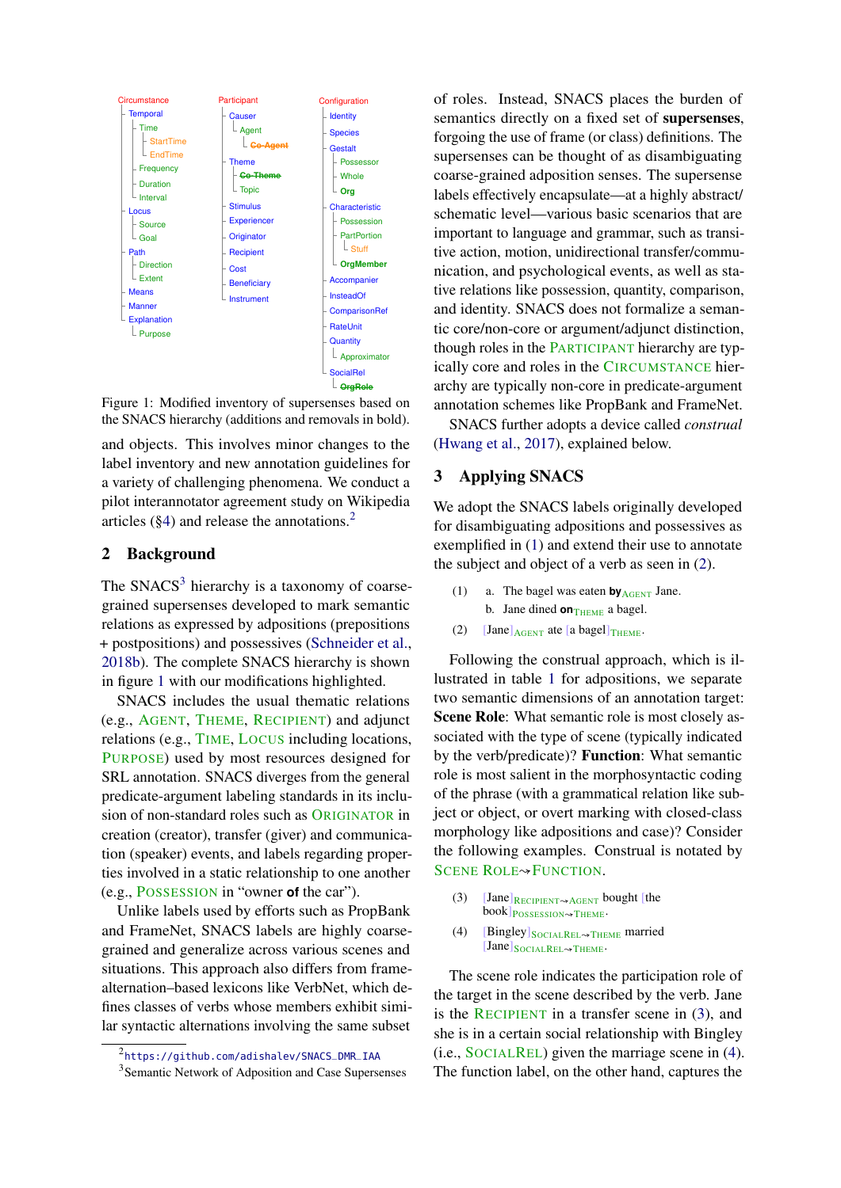Circumstance
- Temporal
  - Time
    - StartTime
    - EndTime
  - Frequency
  - Duration
  - Interval
- Locus
  - Source
  - Goal
- Path
  - Direction
  - Extent
- Means
- Manner
- Explanation
  - Purpose

Participant
- Causer
  - Agent
    - ~~Co-Agent~~
- Theme
  - ~~Co-Theme~~
  - Topic
- Stimulus
- Experiencer
- Originator
- Recipient
- Cost
- Beneficiary
- Instrument

Configuration
- Identity
- Species
- Gestalt
  - Possessor
  - Whole
  - **Org**
- Characteristic
  - Possession
  - PartPortion
    - Stuff
  - **OrgMember**
- Accompanier
- InsteadOf
- ComparisonRef
- RateUnit
- Quantity
  - Approximator
- SocialRel
  - ~~OrgRole~~

Figure 1: Modified inventory of supersenses based on the SNACS hierarchy (additions and removals in bold).

and objects. This involves minor changes to the label inventory and new annotation guidelines for a variety of challenging phenomena. We conduct a pilot interannotator agreement study on Wikipedia articles (§4) and release the annotations.[2]

## 2 Background

The SNACS[3] hierarchy is a taxonomy of coarse-grained supersenses developed to mark semantic relations as expressed by adpositions (prepositions + postpositions) and possessives (Schneider et al., 2018b). The complete SNACS hierarchy is shown in figure 1 with our modifications highlighted.

SNACS includes the usual thematic relations (e.g., AGENT, THEME, RECIPIENT) and adjunct relations (e.g., TIME, LOCUS including locations, PURPOSE) used by most resources designed for SRL annotation. SNACS diverges from the general predicate-argument labeling standards in its inclusion of non-standard roles such as ORIGINATOR in creation (creator), transfer (giver) and communication (speaker) events, and labels regarding properties involved in a static relationship to one another (e.g., POSSESSION in "owner **of** the car").

Unlike labels used by efforts such as PropBank and FrameNet, SNACS labels are highly coarse-grained and generalize across various scenes and situations. This approach also differs from frame-alternation–based lexicons like VerbNet, which defines classes of verbs whose members exhibit similar syntactic alternations involving the same subset of roles. Instead, SNACS places the burden of semantics directly on a fixed set of **supersenses**, forgoing the use of frame (or class) definitions. The supersenses can be thought of as disambiguating coarse-grained adposition senses. The supersense labels effectively encapsulate—at a highly abstract/schematic level—various basic scenarios that are important to language and grammar, such as transitive action, motion, unidirectional transfer/communication, and psychological events, as well as stative relations like possession, quantity, comparison, and identity. SNACS does not formalize a semantic core/non-core or argument/adjunct distinction, though roles in the PARTICIPANT hierarchy are typically core and roles in the CIRCUMSTANCE hierarchy are typically non-core in predicate-argument annotation schemes like PropBank and FrameNet.

SNACS further adopts a device called *construal* (Hwang et al., 2017), explained below.

## 3 Applying SNACS

We adopt the SNACS labels originally developed for disambiguating adpositions and possessives as exemplified in (1) and extend their use to annotate the subject and object of a verb as seen in (2).

(1) a. The bagel was eaten **by**$_{\text{AGENT}}$ Jane.
   b. Jane dined **on**$_{\text{THEME}}$ a bagel.

(2) [Jane]$_{\text{AGENT}}$ ate [a bagel]$_{\text{THEME}}$.

Following the construal approach, which is illustrated in table 1 for adpositions, we separate two semantic dimensions of an annotation target: **Scene Role**: What semantic role is most closely associated with the type of scene (typically indicated by the verb/predicate)? **Function**: What semantic role is most salient in the morphosyntactic coding of the phrase (with a grammatical relation like subject or object, or overt marking with closed-class morphology like adpositions and case)? Consider the following examples. Construal is notated by SCENE ROLE⇝FUNCTION.

(3) [Jane]$_{\text{RECIPIENT⇝AGENT}}$ bought [the book]$_{\text{POSSESSION⇝THEME}}$.

(4) [Bingley]$_{\text{SOCIALREL⇝THEME}}$ married [Jane]$_{\text{SOCIALREL⇝THEME}}$.

The scene role indicates the participation role of the target in the scene described by the verb. Jane is the RECIPIENT in a transfer scene in (3), and she is in a certain social relationship with Bingley (i.e., SOCIALREL) given the marriage scene in (4). The function label, on the other hand, captures the

[2] https://github.com/adishalev/SNACS_DMR_IAA

[3] Semantic Network of Adposition and Case Supersenses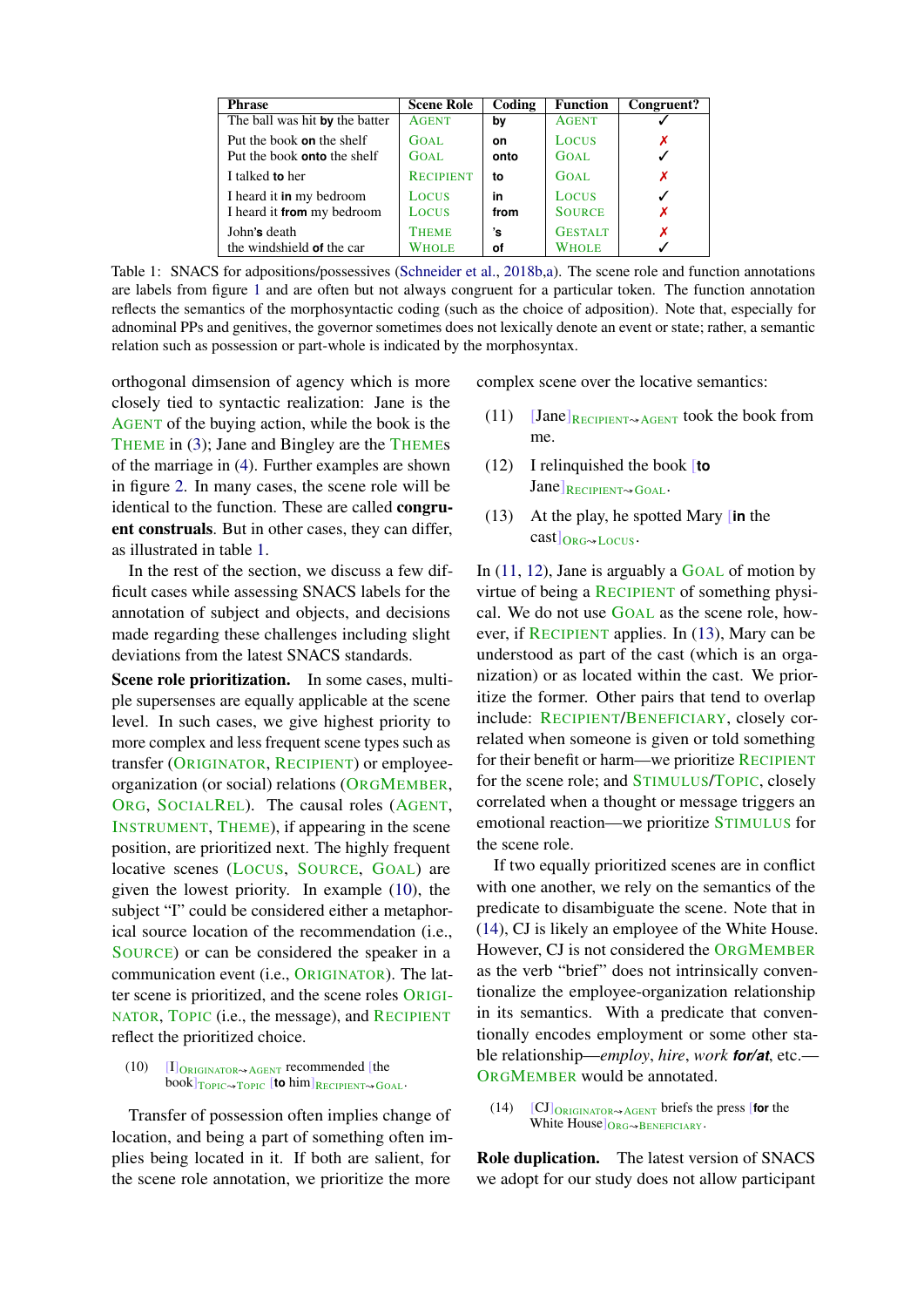| Phrase | Scene Role | Coding | Function | Congruent? |
|---|---|---|---|---|
| The ball was hit **by** the batter | AGENT | **by** | AGENT | ✓ |
| Put the book **on** the shelf | GOAL | **on** | LOCUS | ✗ |
| Put the book **onto** the shelf | GOAL | **onto** | GOAL | ✓ |
| I talked **to** her | RECIPIENT | **to** | GOAL | ✗ |
| I heard it **in** my bedroom | LOCUS | **in** | LOCUS | ✓ |
| I heard it **from** my bedroom | LOCUS | **from** | SOURCE | ✗ |
| John**'s** death | THEME | **'s** | GESTALT | ✗ |
| the windshield **of** the car | WHOLE | **of** | WHOLE | ✓ |

Table 1: SNACS for adpositions/possessives (Schneider et al., 2018b,a). The scene role and function annotations are labels from figure 1 and are often but not always congruent for a particular token. The function annotation reflects the semantics of the morphosyntactic coding (such as the choice of adposition). Note that, especially for adnominal PPs and genitives, the governor sometimes does not lexically denote an event or state; rather, a semantic relation such as possession or part-whole is indicated by the morphosyntax.

orthogonal dimsension of agency which is more closely tied to syntactic realization: Jane is the AGENT of the buying action, while the book is the THEME in (3); Jane and Bingley are the THEMEs of the marriage in (4). Further examples are shown in figure 2. In many cases, the scene role will be identical to the function. These are called **congruent construals**. But in other cases, they can differ, as illustrated in table 1.

In the rest of the section, we discuss a few difficult cases while assessing SNACS labels for the annotation of subject and objects, and decisions made regarding these challenges including slight deviations from the latest SNACS standards.

**Scene role prioritization.** In some cases, multiple supersenses are equally applicable at the scene level. In such cases, we give highest priority to more complex and less frequent scene types such as transfer (ORIGINATOR, RECIPIENT) or employee-organization (or social) relations (ORGMEMBER, ORG, SOCIALREL). The causal roles (AGENT, INSTRUMENT, THEME), if appearing in the scene position, are prioritized next. The highly frequent locative scenes (LOCUS, SOURCE, GOAL) are given the lowest priority. In example (10), the subject "I" could be considered either a metaphorical source location of the recommendation (i.e., SOURCE) or can be considered the speaker in a communication event (i.e., ORIGINATOR). The latter scene is prioritized, and the scene roles ORIGINATOR, TOPIC (i.e., the message), and RECIPIENT reflect the prioritized choice.

(10) [I]ORIGINATOR⇝AGENT recommended [the book]TOPIC⇝TOPIC [**to** him]RECIPIENT⇝GOAL.

Transfer of possession often implies change of location, and being a part of something often implies being located in it. If both are salient, for the scene role annotation, we prioritize the more complex scene over the locative semantics:

(11) [Jane]RECIPIENT⇝AGENT took the book from me.

(12) I relinquished the book [**to** Jane]RECIPIENT⇝GOAL.

(13) At the play, he spotted Mary [**in** the cast]ORG⇝LOCUS.

In (11, 12), Jane is arguably a GOAL of motion by virtue of being a RECIPIENT of something physical. We do not use GOAL as the scene role, however, if RECIPIENT applies. In (13), Mary can be understood as part of the cast (which is an organization) or as located within the cast. We prioritize the former. Other pairs that tend to overlap include: RECIPIENT/BENEFICIARY, closely correlated when someone is given or told something for their benefit or harm—we prioritize RECIPIENT for the scene role; and STIMULUS/TOPIC, closely correlated when a thought or message triggers an emotional reaction—we prioritize STIMULUS for the scene role.

If two equally prioritized scenes are in conflict with one another, we rely on the semantics of the predicate to disambiguate the scene. Note that in (14), CJ is likely an employee of the White House. However, CJ is not considered the ORGMEMBER as the verb "brief" does not intrinsically conventionalize the employee-organization relationship in its semantics. With a predicate that conventionally encodes employment or some other stable relationship—*employ*, *hire*, *work* ***for/at***, etc.—ORGMEMBER would be annotated.

(14) [CJ]ORIGINATOR⇝AGENT briefs the press [**for** the White House]ORG⇝BENEFICIARY.

**Role duplication.** The latest version of SNACS we adopt for our study does not allow participant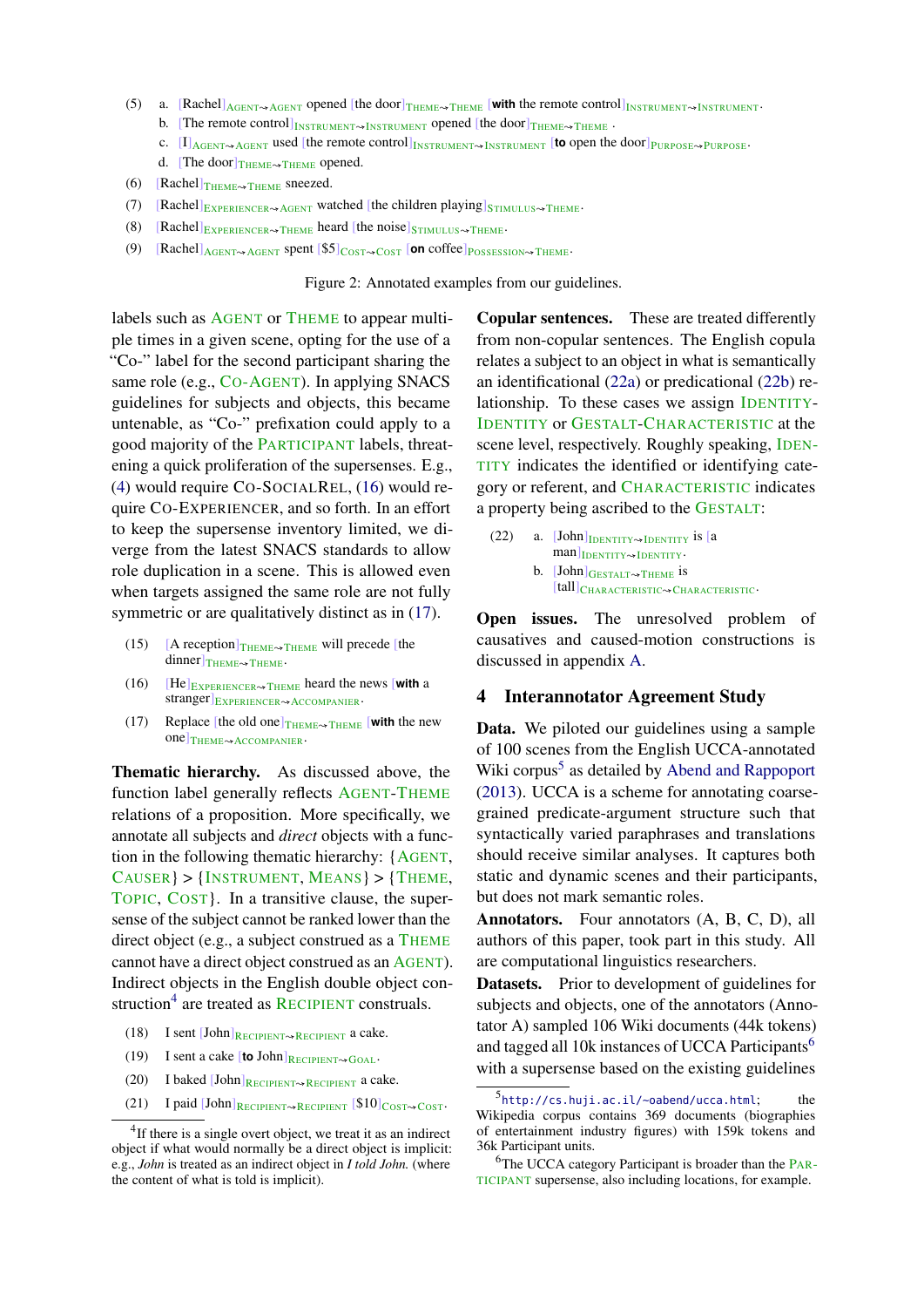(5) a. [Rachel]<sub>AGENT⇝AGENT</sub> opened [the door]<sub>THEME⇝THEME</sub> [**with** the remote control]<sub>INSTRUMENT⇝INSTRUMENT</sub>.

b. [The remote control]<sub>INSTRUMENT⇝INSTRUMENT</sub> opened [the door]<sub>THEME⇝THEME</sub>.

c. [I]<sub>AGENT⇝AGENT</sub> used [the remote control]<sub>INSTRUMENT⇝INSTRUMENT</sub> [**to** open the door]<sub>PURPOSE⇝PURPOSE</sub>.

d. [The door]<sub>THEME⇝THEME</sub> opened.

(6) [Rachel]<sub>THEME⇝THEME</sub> sneezed.

(7) [Rachel]<sub>EXPERIENCER⇝AGENT</sub> watched [the children playing]<sub>STIMULUS⇝THEME</sub>.

(8) [Rachel]<sub>EXPERIENCER⇝THEME</sub> heard [the noise]<sub>STIMULUS⇝THEME</sub>.

(9) [Rachel]<sub>AGENT⇝AGENT</sub> spent [$5]<sub>COST⇝COST</sub> [**on** coffee]<sub>POSSESSION⇝THEME</sub>.

Figure 2: Annotated examples from our guidelines.

labels such as AGENT or THEME to appear multiple times in a given scene, opting for the use of a "Co-" label for the second participant sharing the same role (e.g., CO-AGENT). In applying SNACS guidelines for subjects and objects, this became untenable, as "Co-" prefixation could apply to a good majority of the PARTICIPANT labels, threatening a quick proliferation of the supersenses. E.g., (4) would require CO-SOCIALREL, (16) would require CO-EXPERIENCER, and so forth. In an effort to keep the supersense inventory limited, we diverge from the latest SNACS standards to allow role duplication in a scene. This is allowed even when targets assigned the same role are not fully symmetric or are qualitatively distinct as in (17).

(15) [A reception]<sub>THEME⇝THEME</sub> will precede [the dinner]<sub>THEME⇝THEME</sub>.

(16) [He]<sub>EXPERIENCER⇝THEME</sub> heard the news [**with** a stranger]<sub>EXPERIENCER⇝ACCOMPANIER</sub>.

(17) Replace [the old one]<sub>THEME⇝THEME</sub> [**with** the new one]<sub>THEME⇝ACCOMPANIER</sub>.

**Thematic hierarchy.** As discussed above, the function label generally reflects AGENT-THEME relations of a proposition. More specifically, we annotate all subjects and *direct* objects with a function in the following thematic hierarchy: {AGENT, CAUSER} > {INSTRUMENT, MEANS} > {THEME, TOPIC, COST}. In a transitive clause, the supersense of the subject cannot be ranked lower than the direct object (e.g., a subject construed as a THEME cannot have a direct object construed as an AGENT). Indirect objects in the English double object construction[4] are treated as RECIPIENT construals.

(18) I sent [John]<sub>RECIPIENT⇝RECIPIENT</sub> a cake.

(19) I sent a cake [**to** John]<sub>RECIPIENT⇝GOAL</sub>.

(20) I baked [John]<sub>RECIPIENT⇝RECIPIENT</sub> a cake.

(21) I paid [John]<sub>RECIPIENT⇝RECIPIENT</sub> [$10]<sub>COST⇝COST</sub>.

[4]If there is a single overt object, we treat it as an indirect object if what would normally be a direct object is implicit: e.g., *John* is treated as an indirect object in *I told John.* (where the content of what is told is implicit).

**Copular sentences.** These are treated differently from non-copular sentences. The English copula relates a subject to an object in what is semantically an identificational (22a) or predicational (22b) relationship. To these cases we assign IDENTITY-IDENTITY or GESTALT-CHARACTERISTIC at the scene level, respectively. Roughly speaking, IDENTITY indicates the identified or identifying category or referent, and CHARACTERISTIC indicates a property being ascribed to the GESTALT:

(22) a. [John]<sub>IDENTITY⇝IDENTITY</sub> is [a man]<sub>IDENTITY⇝IDENTITY</sub>.

b. [John]<sub>GESTALT⇝THEME</sub> is [tall]<sub>CHARACTERISTIC⇝CHARACTERISTIC</sub>.

**Open issues.** The unresolved problem of causatives and caused-motion constructions is discussed in appendix A.

## 4 Interannotator Agreement Study

**Data.** We piloted our guidelines using a sample of 100 scenes from the English UCCA-annotated Wiki corpus[5] as detailed by Abend and Rappoport (2013). UCCA is a scheme for annotating coarse-grained predicate-argument structure such that syntactically varied paraphrases and translations should receive similar analyses. It captures both static and dynamic scenes and their participants, but does not mark semantic roles.

**Annotators.** Four annotators (A, B, C, D), all authors of this paper, took part in this study. All are computational linguistics researchers.

**Datasets.** Prior to development of guidelines for subjects and objects, one of the annotators (Annotator A) sampled 106 Wiki documents (44k tokens) and tagged all 10k instances of UCCA Participants[6] with a supersense based on the existing guidelines

[5]http://cs.huji.ac.il/~oabend/ucca.html; the Wikipedia corpus contains 369 documents (biographies of entertainment industry figures) with 159k tokens and 36k Participant units.

[6]The UCCA category Participant is broader than the PARTICIPANT supersense, also including locations, for example.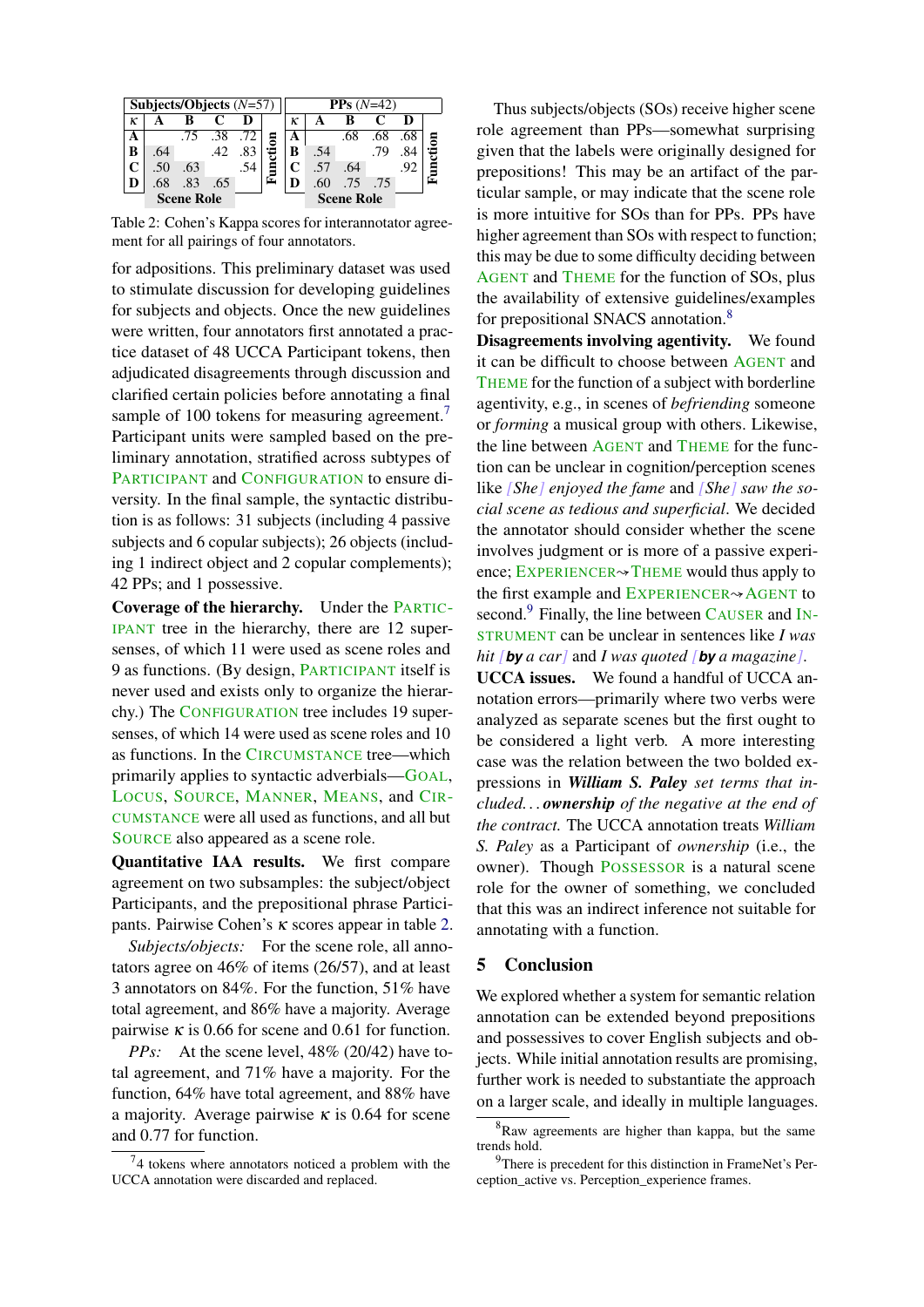| Subjects/Objects ($N$=57) | | | | | |
|---|---|---|---|---|---|
| $\kappa$ | A | B | C | D | |
| A | | .75 | .38 | .72 | Function |
| B | .64 | | .42 | .83 | |
| C | .50 | .63 | | .54 | |
| D | .68 | .83 | .65 | | |
| Scene Role | | | | | |

| PPs ($N$=42) | | | | | |
|---|---|---|---|---|---|
| $\kappa$ | A | B | C | D | |
| A | | .68 | .68 | .68 | Function |
| B | .54 | | .79 | .84 | |
| C | .57 | .64 | | .92 | |
| D | .60 | .75 | .75 | | |
| Scene Role | | | | | |

Table 2: Cohen's Kappa scores for interannotator agreement for all pairings of four annotators.

for adpositions. This preliminary dataset was used to stimulate discussion for developing guidelines for subjects and objects. Once the new guidelines were written, four annotators first annotated a practice dataset of 48 UCCA Participant tokens, then adjudicated disagreements through discussion and clarified certain policies before annotating a final sample of 100 tokens for measuring agreement.[7] Participant units were sampled based on the preliminary annotation, stratified across subtypes of PARTICIPANT and CONFIGURATION to ensure diversity. In the final sample, the syntactic distribution is as follows: 31 subjects (including 4 passive subjects and 6 copular subjects); 26 objects (including 1 indirect object and 2 copular complements); 42 PPs; and 1 possessive.

**Coverage of the hierarchy.** Under the PARTICIPANT tree in the hierarchy, there are 12 supersenses, of which 11 were used as scene roles and 9 as functions. (By design, PARTICIPANT itself is never used and exists only to organize the hierarchy.) The CONFIGURATION tree includes 19 supersenses, of which 14 were used as scene roles and 10 as functions. In the CIRCUMSTANCE tree—which primarily applies to syntactic adverbials—GOAL, LOCUS, SOURCE, MANNER, MEANS, and CIRCUMSTANCE were all used as functions, and all but SOURCE also appeared as a scene role.

**Quantitative IAA results.** We first compare agreement on two subsamples: the subject/object Participants, and the prepositional phrase Participants. Pairwise Cohen's $\kappa$ scores appear in table 2.

*Subjects/objects:* For the scene role, all annotators agree on 46% of items (26/57), and at least 3 annotators on 84%. For the function, 51% have total agreement, and 86% have a majority. Average pairwise $\kappa$ is 0.66 for scene and 0.61 for function.

*PPs:* At the scene level, 48% (20/42) have total agreement, and 71% have a majority. For the function, 64% have total agreement, and 88% have a majority. Average pairwise $\kappa$ is 0.64 for scene and 0.77 for function.

Thus subjects/objects (SOs) receive higher scene role agreement than PPs—somewhat surprising given that the labels were originally designed for prepositions! This may be an artifact of the particular sample, or may indicate that the scene role is more intuitive for SOs than for PPs. PPs have higher agreement than SOs with respect to function; this may be due to some difficulty deciding between AGENT and THEME for the function of SOs, plus the availability of extensive guidelines/examples for prepositional SNACS annotation.[8]

**Disagreements involving agentivity.** We found it can be difficult to choose between AGENT and THEME for the function of a subject with borderline agentivity, e.g., in scenes of *befriending* someone or *forming* a musical group with others. Likewise, the line between AGENT and THEME for the function can be unclear in cognition/perception scenes like *[She] enjoyed the fame* and *[She] saw the social scene as tedious and superficial*. We decided the annotator should consider whether the scene involves judgment or is more of a passive experience; EXPERIENCER⇝THEME would thus apply to the first example and EXPERIENCER⇝AGENT to second.[9] Finally, the line between CAUSER and INSTRUMENT can be unclear in sentences like *I was hit [**by** a car]* and *I was quoted [**by** a magazine]*.

**UCCA issues.** We found a handful of UCCA annotation errors—primarily where two verbs were analyzed as separate scenes but the first ought to be considered a light verb. A more interesting case was the relation between the two bolded expressions in ***William S. Paley*** *set terms that included...* ***ownership*** *of the negative at the end of the contract.* The UCCA annotation treats *William S. Paley* as a Participant of *ownership* (i.e., the owner). Though POSSESSOR is a natural scene role for the owner of something, we concluded that this was an indirect inference not suitable for annotating with a function.

## 5 Conclusion

We explored whether a system for semantic relation annotation can be extended beyond prepositions and possessives to cover English subjects and objects. While initial annotation results are promising, further work is needed to substantiate the approach on a larger scale, and ideally in multiple languages.

[7] 4 tokens where annotators noticed a problem with the UCCA annotation were discarded and replaced.

[8] Raw agreements are higher than kappa, but the same trends hold.

[9] There is precedent for this distinction in FrameNet's Perception_active vs. Perception_experience frames.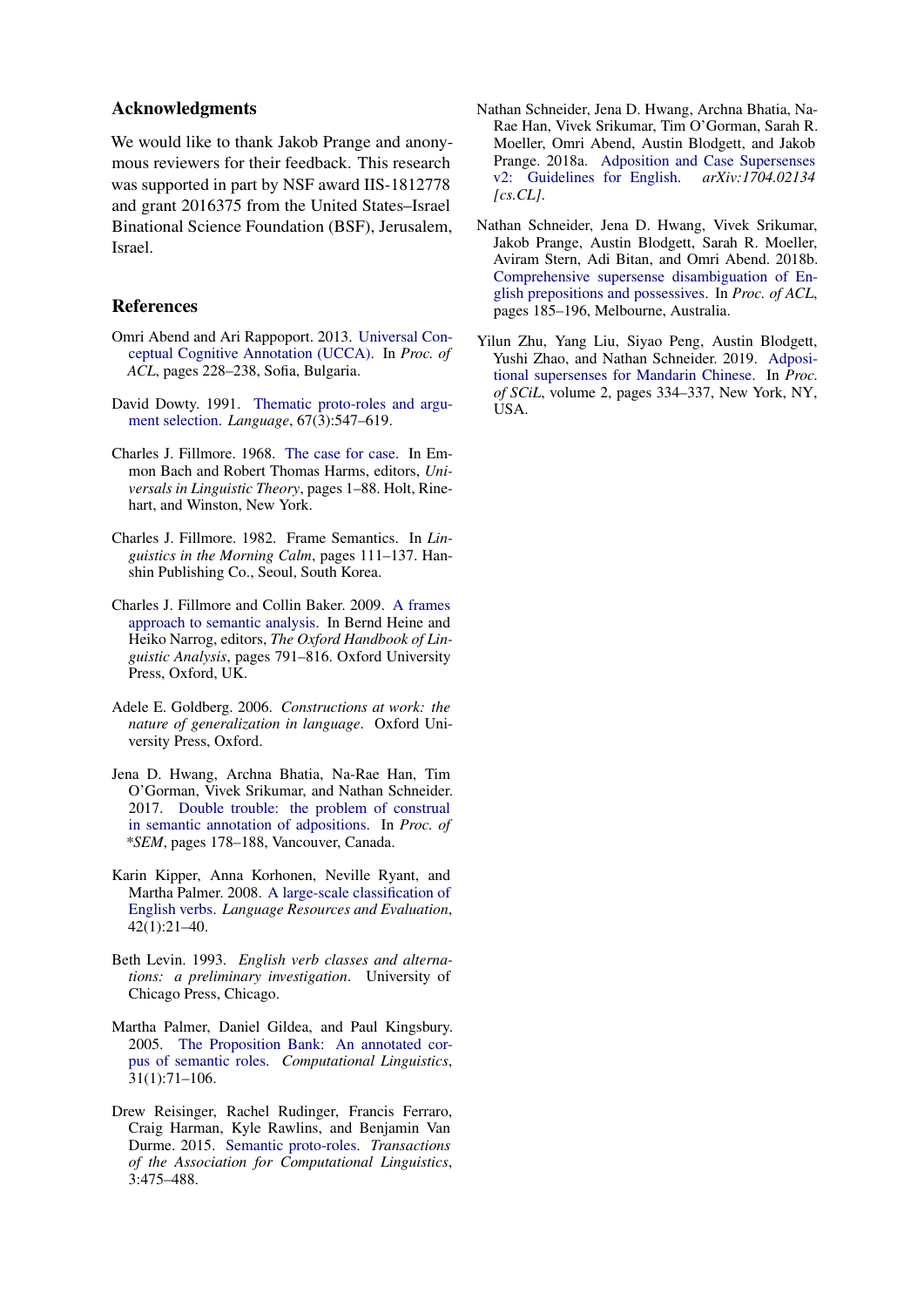## Acknowledgments

We would like to thank Jakob Prange and anonymous reviewers for their feedback. This research was supported in part by NSF award IIS-1812778 and grant 2016375 from the United States–Israel Binational Science Foundation (BSF), Jerusalem, Israel.

## References

Omri Abend and Ari Rappoport. 2013. Universal Conceptual Cognitive Annotation (UCCA). In *Proc. of ACL*, pages 228–238, Sofia, Bulgaria.

David Dowty. 1991. Thematic proto-roles and argument selection. *Language*, 67(3):547–619.

Charles J. Fillmore. 1968. The case for case. In Emmon Bach and Robert Thomas Harms, editors, *Universals in Linguistic Theory*, pages 1–88. Holt, Rinehart, and Winston, New York.

Charles J. Fillmore. 1982. Frame Semantics. In *Linguistics in the Morning Calm*, pages 111–137. Hanshin Publishing Co., Seoul, South Korea.

Charles J. Fillmore and Collin Baker. 2009. A frames approach to semantic analysis. In Bernd Heine and Heiko Narrog, editors, *The Oxford Handbook of Linguistic Analysis*, pages 791–816. Oxford University Press, Oxford, UK.

Adele E. Goldberg. 2006. *Constructions at work: the nature of generalization in language*. Oxford University Press, Oxford.

Jena D. Hwang, Archna Bhatia, Na-Rae Han, Tim O'Gorman, Vivek Srikumar, and Nathan Schneider. 2017. Double trouble: the problem of construal in semantic annotation of adpositions. In *Proc. of \*SEM*, pages 178–188, Vancouver, Canada.

Karin Kipper, Anna Korhonen, Neville Ryant, and Martha Palmer. 2008. A large-scale classification of English verbs. *Language Resources and Evaluation*, 42(1):21–40.

Beth Levin. 1993. *English verb classes and alternations: a preliminary investigation*. University of Chicago Press, Chicago.

Martha Palmer, Daniel Gildea, and Paul Kingsbury. 2005. The Proposition Bank: An annotated corpus of semantic roles. *Computational Linguistics*, 31(1):71–106.

Drew Reisinger, Rachel Rudinger, Francis Ferraro, Craig Harman, Kyle Rawlins, and Benjamin Van Durme. 2015. Semantic proto-roles. *Transactions of the Association for Computational Linguistics*, 3:475–488.

Nathan Schneider, Jena D. Hwang, Archna Bhatia, Na-Rae Han, Vivek Srikumar, Tim O'Gorman, Sarah R. Moeller, Omri Abend, Austin Blodgett, and Jakob Prange. 2018a. Adposition and Case Supersenses v2: Guidelines for English. *arXiv:1704.02134 [cs.CL]*.

Nathan Schneider, Jena D. Hwang, Vivek Srikumar, Jakob Prange, Austin Blodgett, Sarah R. Moeller, Aviram Stern, Adi Bitan, and Omri Abend. 2018b. Comprehensive supersense disambiguation of English prepositions and possessives. In *Proc. of ACL*, pages 185–196, Melbourne, Australia.

Yilun Zhu, Yang Liu, Siyao Peng, Austin Blodgett, Yushi Zhao, and Nathan Schneider. 2019. Adpositional supersenses for Mandarin Chinese. In *Proc. of SCiL*, volume 2, pages 334–337, New York, NY, USA.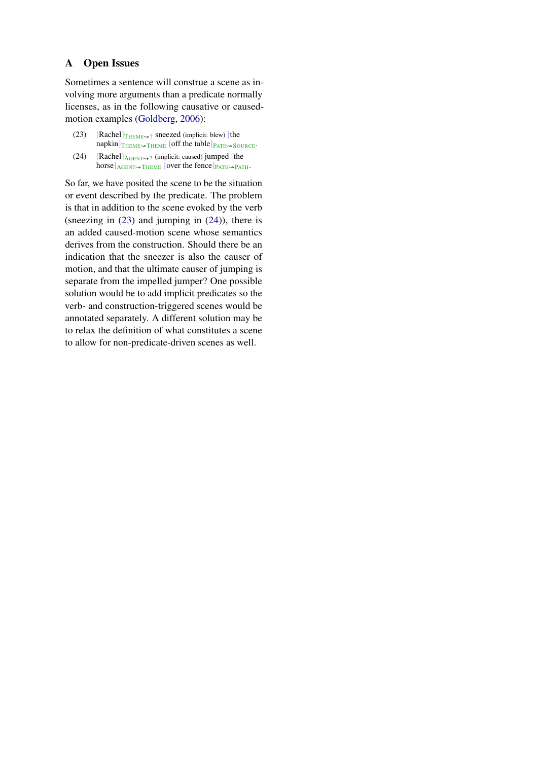## A Open Issues

Sometimes a sentence will construe a scene as involving more arguments than a predicate normally licenses, as in the following causative or caused-motion examples (Goldberg, 2006):

(23) [Rachel]$_{\text{THEME}\rightsquigarrow ?}$ sneezed (implicit: blew) [the napkin]$_{\text{THEME}\rightsquigarrow\text{THEME}}$ [off the table]$_{\text{PATH}\rightsquigarrow\text{SOURCE}}$.

(24) [Rachel]$_{\text{AGENT}\rightsquigarrow ?}$ (implicit: caused) jumped [the horse]$_{\text{AGENT}\rightsquigarrow\text{THEME}}$ [over the fence]$_{\text{PATH}\rightsquigarrow\text{PATH}}$.

So far, we have posited the scene to be the situation or event described by the predicate. The problem is that in addition to the scene evoked by the verb (sneezing in (23) and jumping in (24)), there is an added caused-motion scene whose semantics derives from the construction. Should there be an indication that the sneezer is also the causer of motion, and that the ultimate causer of jumping is separate from the impelled jumper? One possible solution would be to add implicit predicates so the verb- and construction-triggered scenes would be annotated separately. A different solution may be to relax the definition of what constitutes a scene to allow for non-predicate-driven scenes as well.